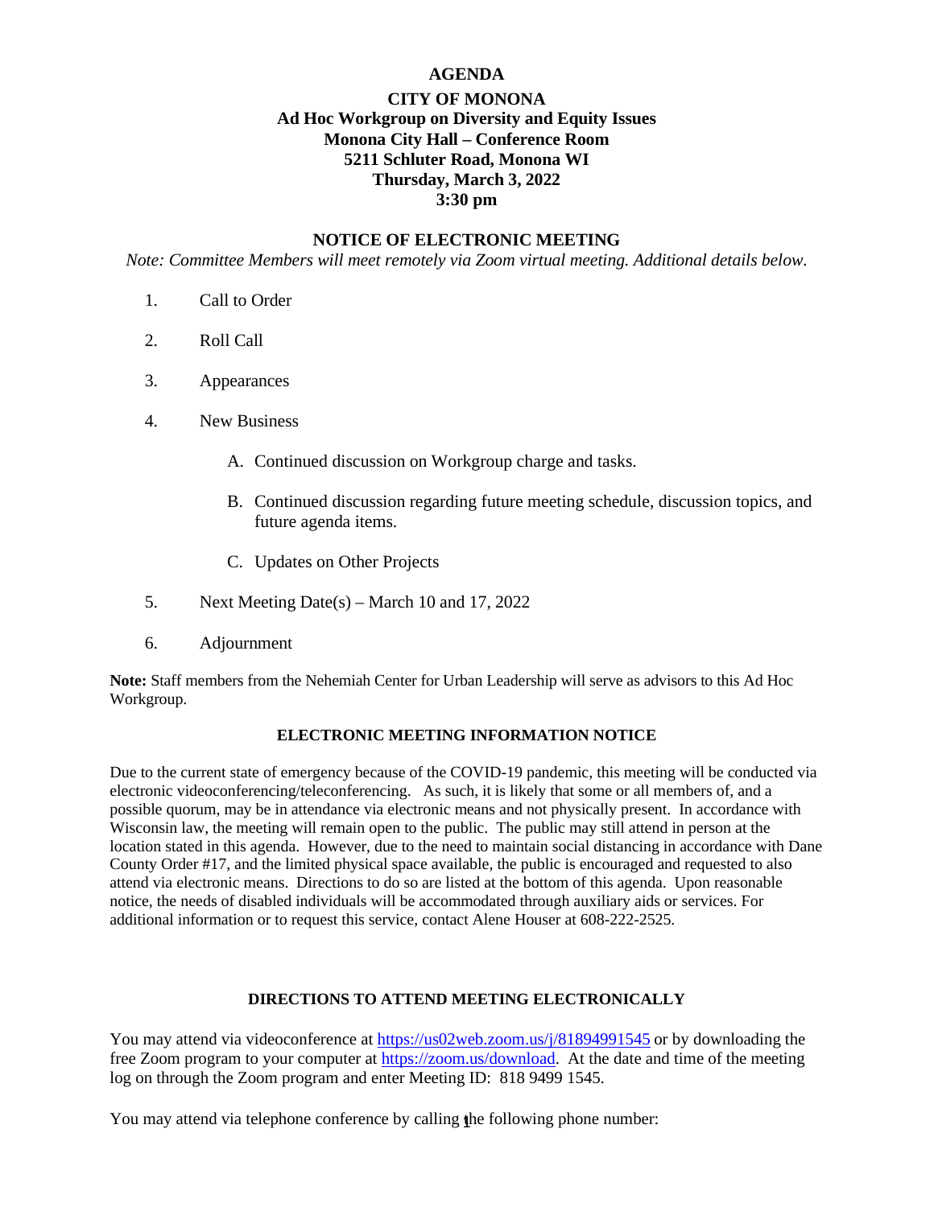# AGENDA

## CITY OF MONONA
**Ad Hoc Workgroup on Diversity and Equity Issues**
**Monona City Hall – Conference Room**
**5211 Schluter Road, Monona WI**
**Thursday, March 3, 2022**
**3:30 pm**

### NOTICE OF ELECTRONIC MEETING

*Note: Committee Members will meet remotely via Zoom virtual meeting. Additional details below.*

1. Call to Order
2. Roll Call
3. Appearances
4. New Business
   - A. Continued discussion on Workgroup charge and tasks.
   - B. Continued discussion regarding future meeting schedule, discussion topics, and future agenda items.
   - C. Updates on Other Projects
5. Next Meeting Date(s) – March 10 and 17, 2022
6. Adjournment

**Note:** Staff members from the Nehemiah Center for Urban Leadership will serve as advisors to this Ad Hoc Workgroup.

### ELECTRONIC MEETING INFORMATION NOTICE

Due to the current state of emergency because of the COVID-19 pandemic, this meeting will be conducted via electronic videoconferencing/teleconferencing. As such, it is likely that some or all members of, and a possible quorum, may be in attendance via electronic means and not physically present. In accordance with Wisconsin law, the meeting will remain open to the public. The public may still attend in person at the location stated in this agenda. However, due to the need to maintain social distancing in accordance with Dane County Order #17, and the limited physical space available, the public is encouraged and requested to also attend via electronic means. Directions to do so are listed at the bottom of this agenda. Upon reasonable notice, the needs of disabled individuals will be accommodated through auxiliary aids or services. For additional information or to request this service, contact Alene Houser at 608-222-2525.

### DIRECTIONS TO ATTEND MEETING ELECTRONICALLY

You may attend via videoconference at https://us02web.zoom.us/j/81894991545 or by downloading the free Zoom program to your computer at https://zoom.us/download. At the date and time of the meeting log on through the Zoom program and enter Meeting ID: 818 9499 1545.

You may attend via telephone conference by calling the following phone number: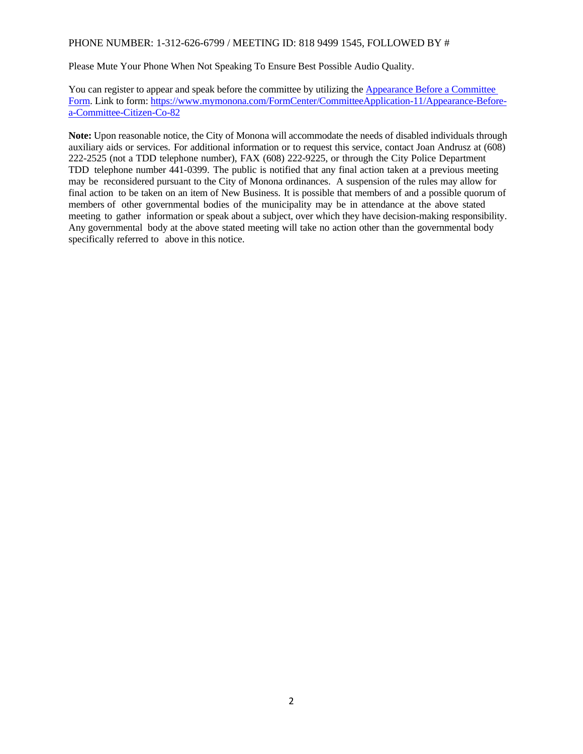PHONE NUMBER: 1-312-626-6799 / MEETING ID: 818 9499 1545, FOLLOWED BY #

Please Mute Your Phone When Not Speaking To Ensure Best Possible Audio Quality.

You can register to appear and speak before the committee by utilizing the [Appearance Before a Committee Form](https://www.mymonona.com/FormCenter/CommitteeApplication-11/Appearance-Before-a-Committee-Citizen-Co-82). Link to form: https://www.mymonona.com/FormCenter/CommitteeApplication-11/Appearance-Before-a-Committee-Citizen-Co-82

**Note:** Upon reasonable notice, the City of Monona will accommodate the needs of disabled individuals through auxiliary aids or services. For additional information or to request this service, contact Joan Andrusz at (608) 222-2525 (not a TDD telephone number), FAX (608) 222-9225, or through the City Police Department TDD telephone number 441-0399. The public is notified that any final action taken at a previous meeting may be reconsidered pursuant to the City of Monona ordinances. A suspension of the rules may allow for final action to be taken on an item of New Business. It is possible that members of and a possible quorum of members of other governmental bodies of the municipality may be in attendance at the above stated meeting to gather information or speak about a subject, over which they have decision-making responsibility. Any governmental body at the above stated meeting will take no action other than the governmental body specifically referred to above in this notice.